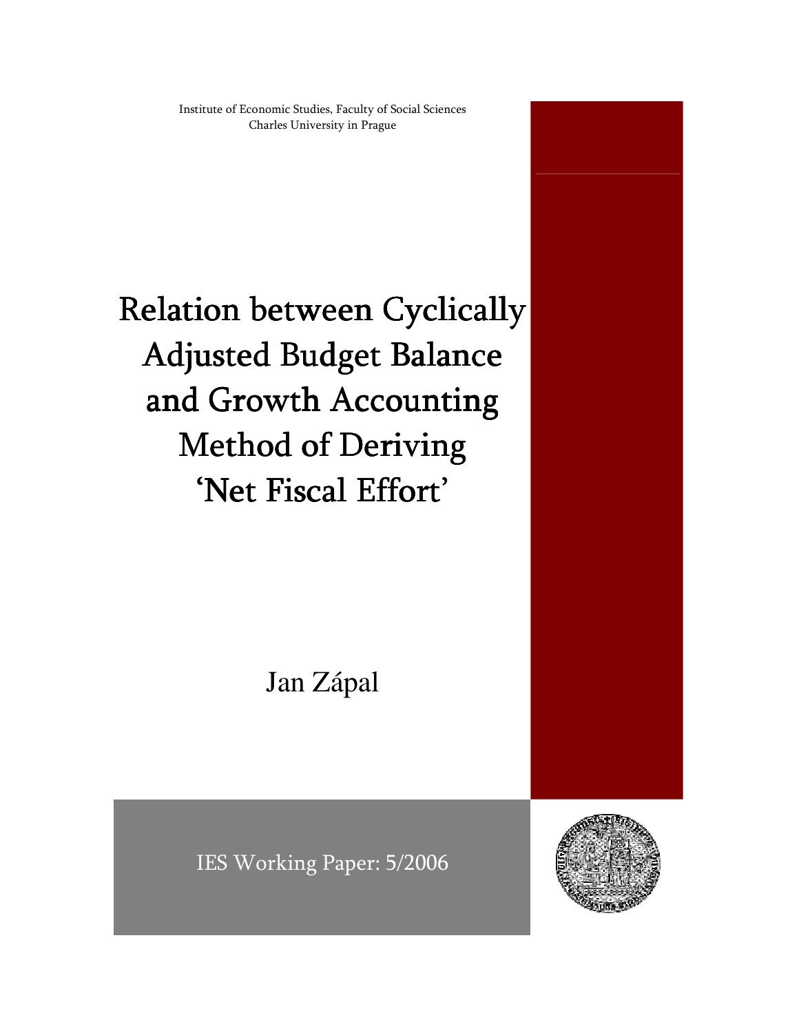Institute of Economic Studies, Faculty of Social Sciences
Charles University in Prague

# Relation between Cyclically Adjusted Budget Balance and Growth Accounting Method of Deriving 'Net Fiscal Effort'

Jan Zápal

IES Working Paper: 5/2006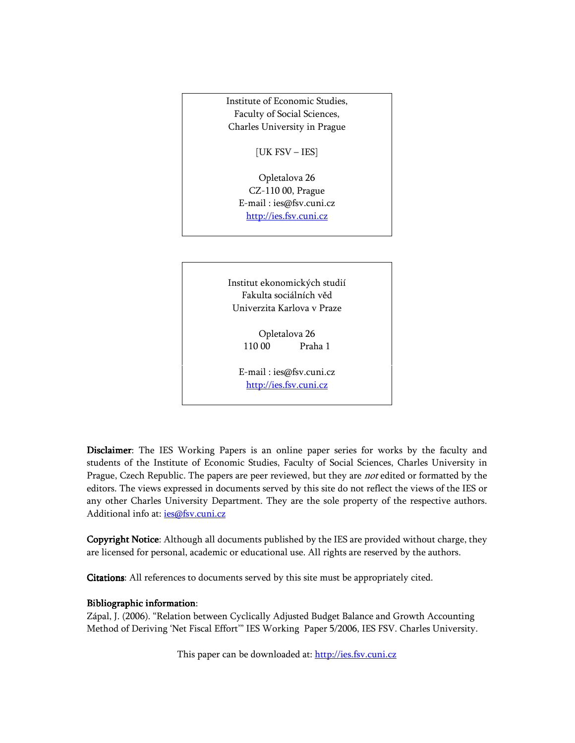Institute of Economic Studies,
Faculty of Social Sciences,
Charles University in Prague

[UK FSV – IES]

Opletalova 26
CZ-110 00, Prague
E-mail : ies@fsv.cuni.cz
http://ies.fsv.cuni.cz

Institut ekonomických studií
Fakulta sociálních věd
Univerzita Karlova v Praze

Opletalova 26
110 00 Praha 1

E-mail : ies@fsv.cuni.cz
http://ies.fsv.cuni.cz

**Disclaimer**: The IES Working Papers is an online paper series for works by the faculty and students of the Institute of Economic Studies, Faculty of Social Sciences, Charles University in Prague, Czech Republic. The papers are peer reviewed, but they are *not* edited or formatted by the editors. The views expressed in documents served by this site do not reflect the views of the IES or any other Charles University Department. They are the sole property of the respective authors. Additional info at: ies@fsv.cuni.cz

**Copyright Notice**: Although all documents published by the IES are provided without charge, they are licensed for personal, academic or educational use. All rights are reserved by the authors.

**Citations**: All references to documents served by this site must be appropriately cited.

**Bibliographic information**:
Zápal, J. (2006). "Relation between Cyclically Adjusted Budget Balance and Growth Accounting Method of Deriving 'Net Fiscal Effort'" IES Working Paper 5/2006, IES FSV. Charles University.

This paper can be downloaded at: http://ies.fsv.cuni.cz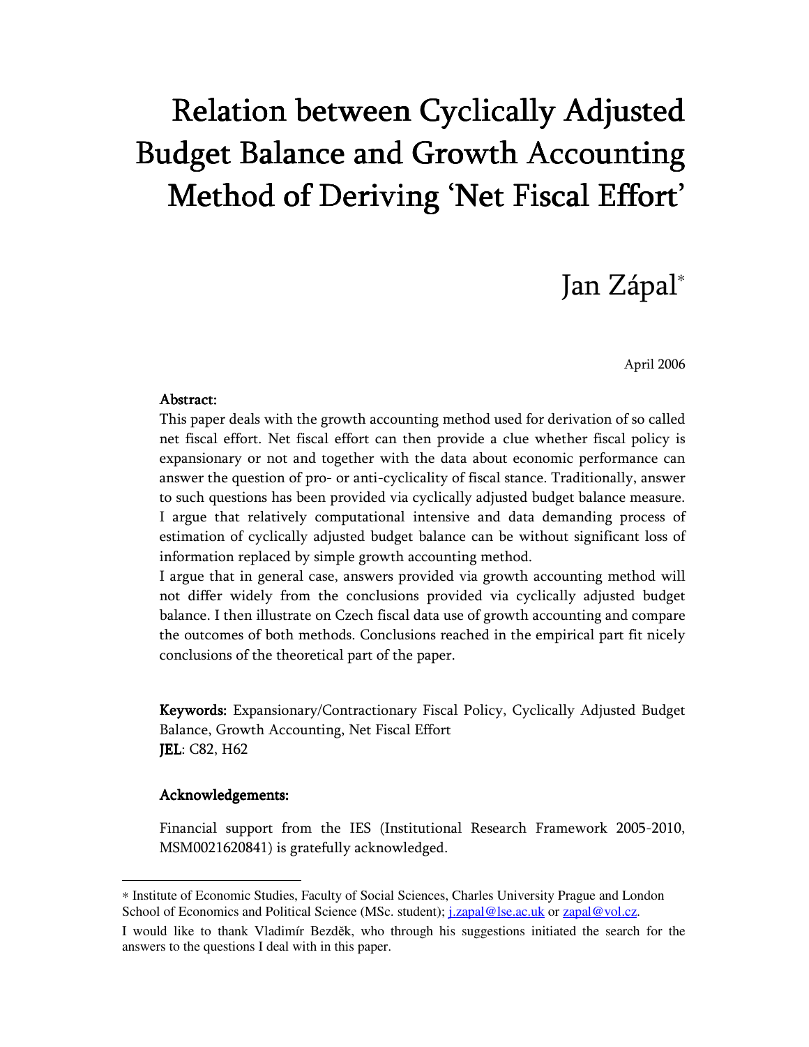# Relation between Cyclically Adjusted Budget Balance and Growth Accounting Method of Deriving 'Net Fiscal Effort'

Jan Zápal[*]

April 2006

**Abstract:**

This paper deals with the growth accounting method used for derivation of so called net fiscal effort. Net fiscal effort can then provide a clue whether fiscal policy is expansionary or not and together with the data about economic performance can answer the question of pro- or anti-cyclicality of fiscal stance. Traditionally, answer to such questions has been provided via cyclically adjusted budget balance measure. I argue that relatively computational intensive and data demanding process of estimation of cyclically adjusted budget balance can be without significant loss of information replaced by simple growth accounting method.

I argue that in general case, answers provided via growth accounting method will not differ widely from the conclusions provided via cyclically adjusted budget balance. I then illustrate on Czech fiscal data use of growth accounting and compare the outcomes of both methods. Conclusions reached in the empirical part fit nicely conclusions of the theoretical part of the paper.

**Keywords:** Expansionary/Contractionary Fiscal Policy, Cyclically Adjusted Budget Balance, Growth Accounting, Net Fiscal Effort

**JEL**: C82, H62

**Acknowledgements:**

Financial support from the IES (Institutional Research Framework 2005-2010, MSM0021620841) is gratefully acknowledged.

---

[*] Institute of Economic Studies, Faculty of Social Sciences, Charles University Prague and London School of Economics and Political Science (MSc. student); j.zapal@lse.ac.uk or zapal@vol.cz.

I would like to thank Vladimír Bezděk, who through his suggestions initiated the search for the answers to the questions I deal with in this paper.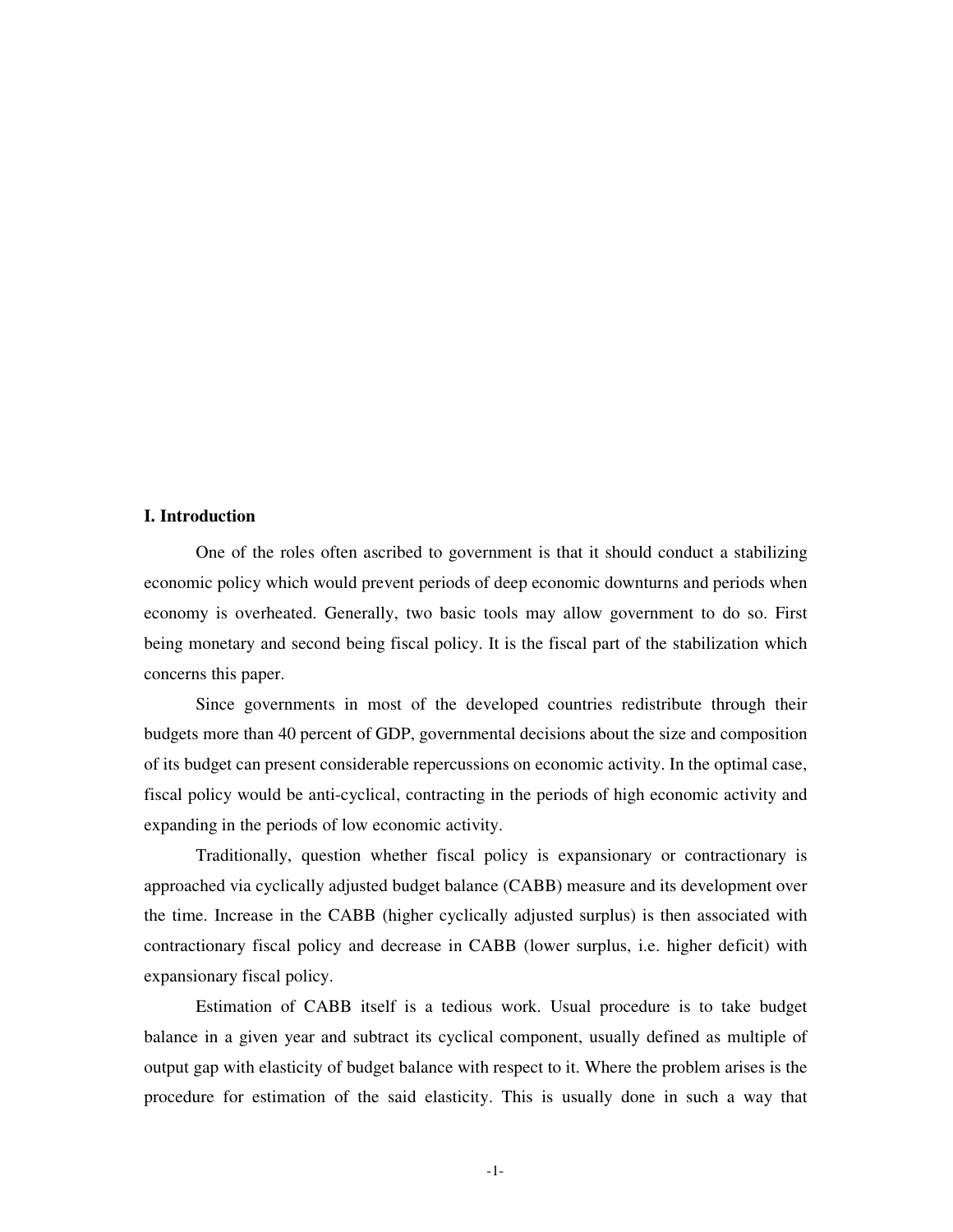## I. Introduction

One of the roles often ascribed to government is that it should conduct a stabilizing economic policy which would prevent periods of deep economic downturns and periods when economy is overheated. Generally, two basic tools may allow government to do so. First being monetary and second being fiscal policy. It is the fiscal part of the stabilization which concerns this paper.

Since governments in most of the developed countries redistribute through their budgets more than 40 percent of GDP, governmental decisions about the size and composition of its budget can present considerable repercussions on economic activity. In the optimal case, fiscal policy would be anti-cyclical, contracting in the periods of high economic activity and expanding in the periods of low economic activity.

Traditionally, question whether fiscal policy is expansionary or contractionary is approached via cyclically adjusted budget balance (CABB) measure and its development over the time. Increase in the CABB (higher cyclically adjusted surplus) is then associated with contractionary fiscal policy and decrease in CABB (lower surplus, i.e. higher deficit) with expansionary fiscal policy.

Estimation of CABB itself is a tedious work. Usual procedure is to take budget balance in a given year and subtract its cyclical component, usually defined as multiple of output gap with elasticity of budget balance with respect to it. Where the problem arises is the procedure for estimation of the said elasticity. This is usually done in such a way that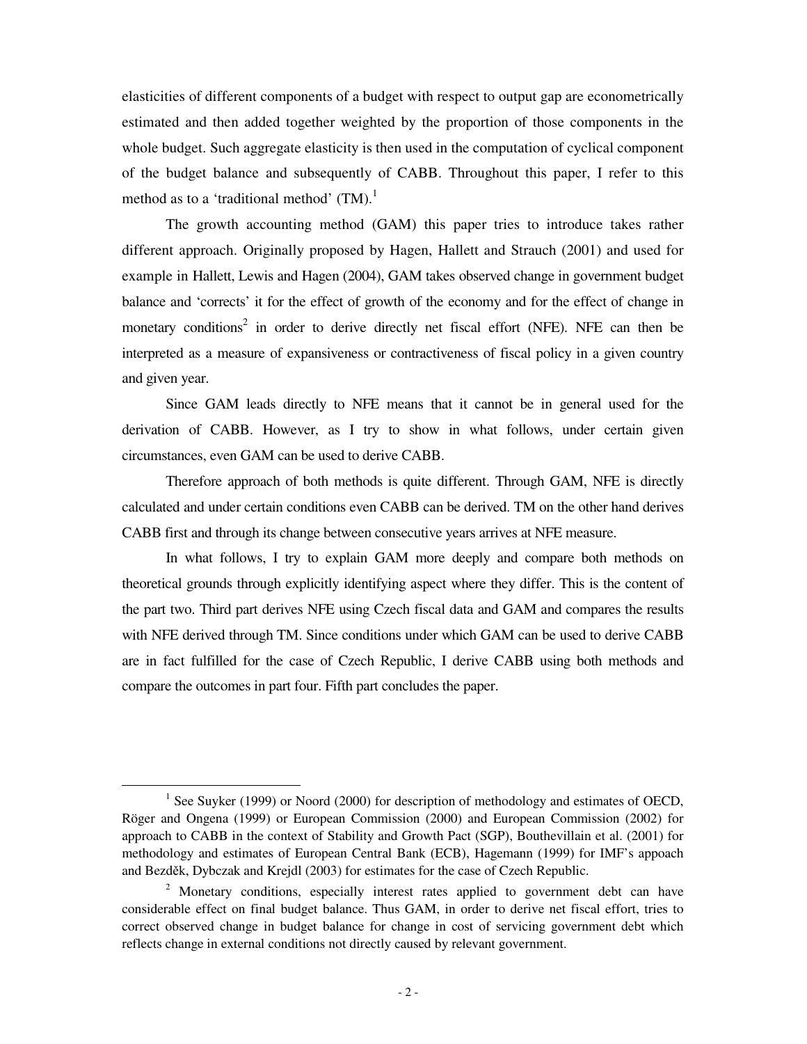elasticities of different components of a budget with respect to output gap are econometrically estimated and then added together weighted by the proportion of those components in the whole budget. Such aggregate elasticity is then used in the computation of cyclical component of the budget balance and subsequently of CABB. Throughout this paper, I refer to this method as to a 'traditional method' (TM).[1]

The growth accounting method (GAM) this paper tries to introduce takes rather different approach. Originally proposed by Hagen, Hallett and Strauch (2001) and used for example in Hallett, Lewis and Hagen (2004), GAM takes observed change in government budget balance and 'corrects' it for the effect of growth of the economy and for the effect of change in monetary conditions[2] in order to derive directly net fiscal effort (NFE). NFE can then be interpreted as a measure of expansiveness or contractiveness of fiscal policy in a given country and given year.

Since GAM leads directly to NFE means that it cannot be in general used for the derivation of CABB. However, as I try to show in what follows, under certain given circumstances, even GAM can be used to derive CABB.

Therefore approach of both methods is quite different. Through GAM, NFE is directly calculated and under certain conditions even CABB can be derived. TM on the other hand derives CABB first and through its change between consecutive years arrives at NFE measure.

In what follows, I try to explain GAM more deeply and compare both methods on theoretical grounds through explicitly identifying aspect where they differ. This is the content of the part two. Third part derives NFE using Czech fiscal data and GAM and compares the results with NFE derived through TM. Since conditions under which GAM can be used to derive CABB are in fact fulfilled for the case of Czech Republic, I derive CABB using both methods and compare the outcomes in part four. Fifth part concludes the paper.

---

[1] See Suyker (1999) or Noord (2000) for description of methodology and estimates of OECD, Röger and Ongena (1999) or European Commission (2000) and European Commission (2002) for approach to CABB in the context of Stability and Growth Pact (SGP), Bouthevillain et al. (2001) for methodology and estimates of European Central Bank (ECB), Hagemann (1999) for IMF's appoach and Bezděk, Dybczak and Krejdl (2003) for estimates for the case of Czech Republic.

[2] Monetary conditions, especially interest rates applied to government debt can have considerable effect on final budget balance. Thus GAM, in order to derive net fiscal effort, tries to correct observed change in budget balance for change in cost of servicing government debt which reflects change in external conditions not directly caused by relevant government.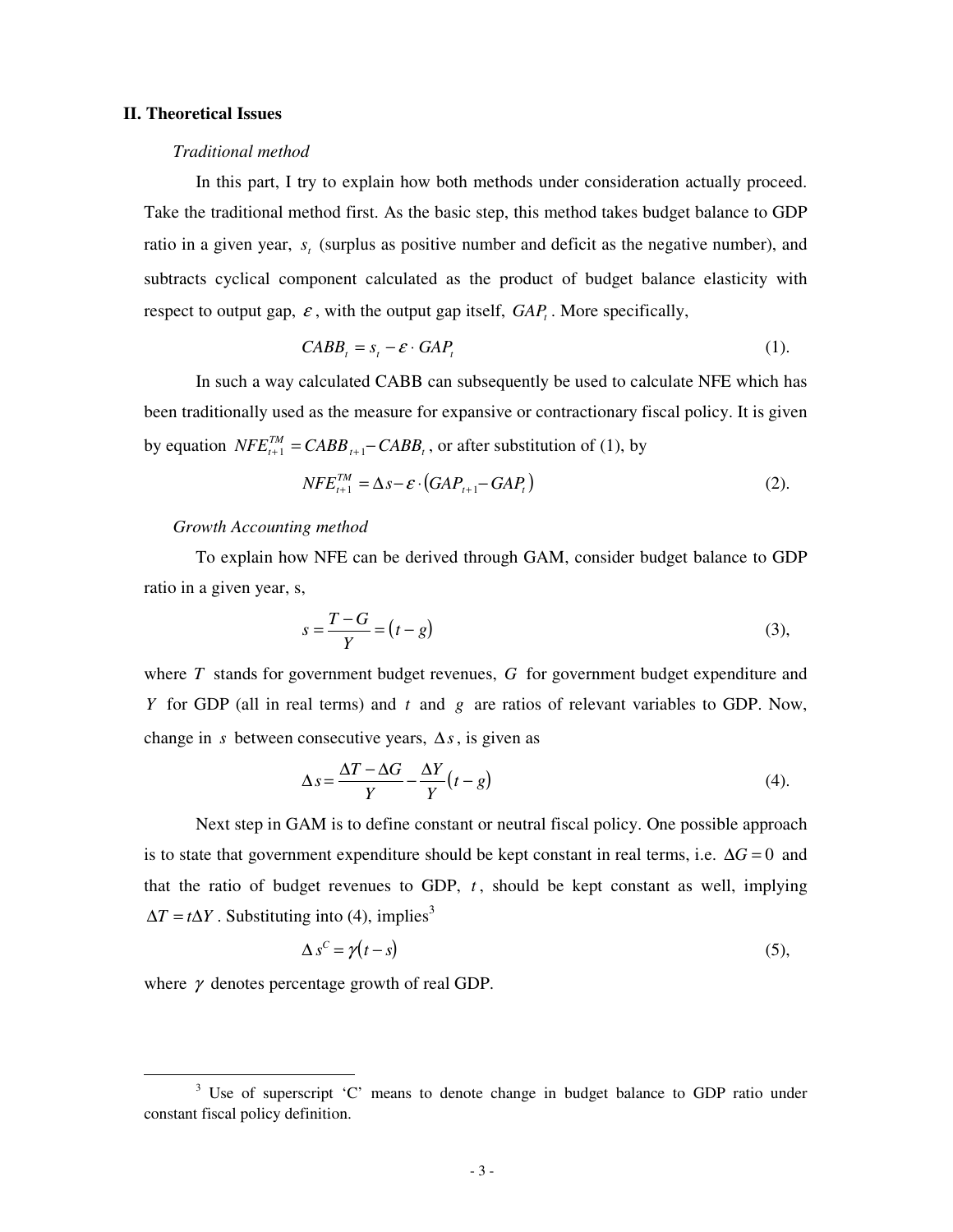## II. Theoretical Issues

*Traditional method*

In this part, I try to explain how both methods under consideration actually proceed. Take the traditional method first. As the basic step, this method takes budget balance to GDP ratio in a given year, $s_t$ (surplus as positive number and deficit as the negative number), and subtracts cyclical component calculated as the product of budget balance elasticity with respect to output gap, $\varepsilon$, with the output gap itself, $GAP_t$. More specifically,

$$CABB_t = s_t - \varepsilon \cdot GAP_t \tag{1}$$

In such a way calculated CABB can subsequently be used to calculate NFE which has been traditionally used as the measure for expansive or contractionary fiscal policy. It is given by equation $NFE_{t+1}^{TM} = CABB_{t+1} - CABB_t$, or after substitution of (1), by

$$NFE_{t+1}^{TM} = \Delta s - \varepsilon \cdot \left(GAP_{t+1} - GAP_t\right) \tag{2}$$

*Growth Accounting method*

To explain how NFE can be derived through GAM, consider budget balance to GDP ratio in a given year, s,

$$s = \frac{T-G}{Y} = \left(t-g\right) \tag{3}$$

where $T$ stands for government budget revenues, $G$ for government budget expenditure and $Y$ for GDP (all in real terms) and $t$ and $g$ are ratios of relevant variables to GDP. Now, change in $s$ between consecutive years, $\Delta s$, is given as

$$\Delta s = \frac{\Delta T - \Delta G}{Y} - \frac{\Delta Y}{Y}\left(t-g\right) \tag{4}$$

Next step in GAM is to define constant or neutral fiscal policy. One possible approach is to state that government expenditure should be kept constant in real terms, i.e. $\Delta G = 0$ and that the ratio of budget revenues to GDP, $t$, should be kept constant as well, implying $\Delta T = t\Delta Y$. Substituting into (4), implies[3]

$$\Delta s^C = \gamma\left(t-s\right) \tag{5}$$

where $\gamma$ denotes percentage growth of real GDP.

[3] Use of superscript 'C' means to denote change in budget balance to GDP ratio under constant fiscal policy definition.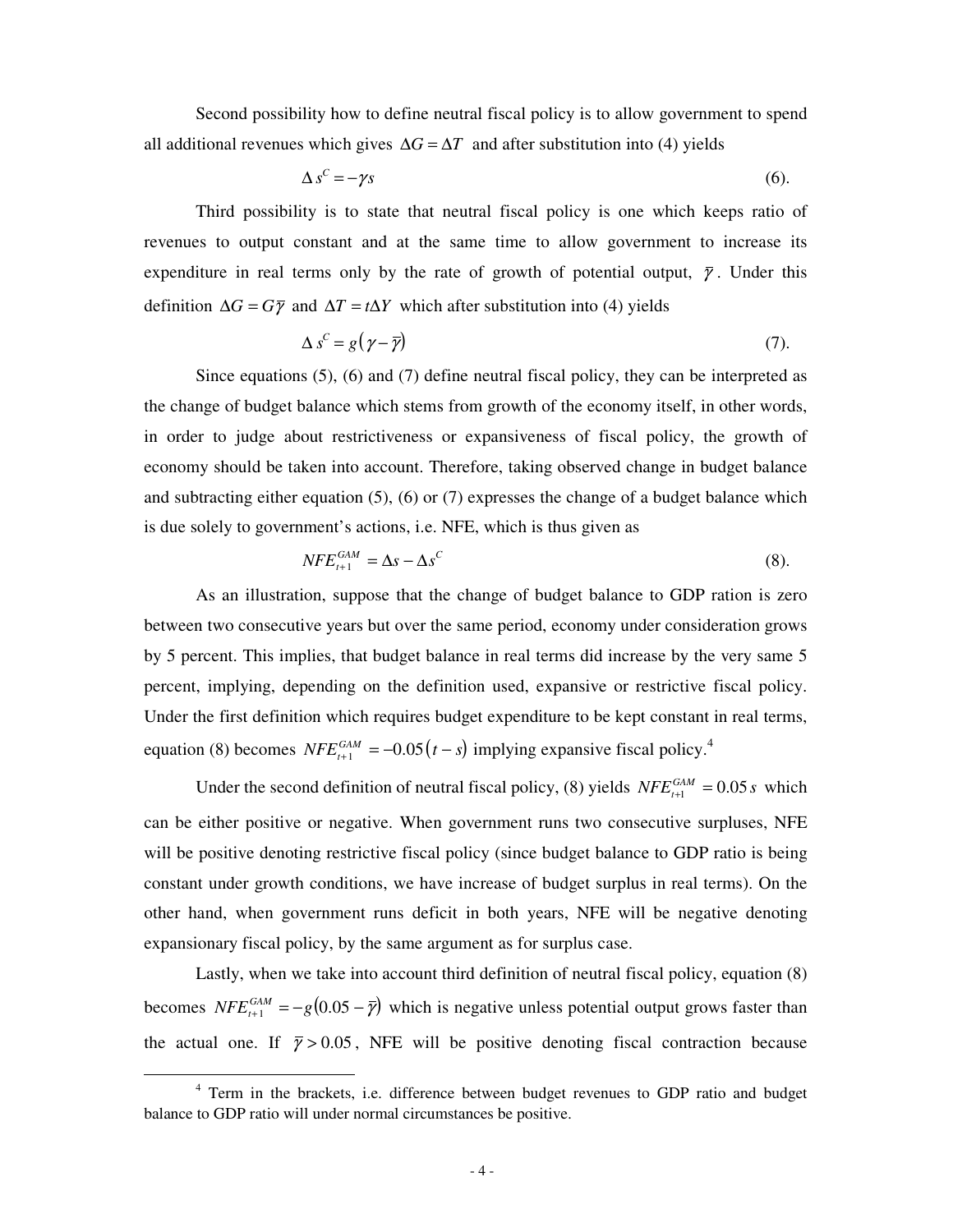Second possibility how to define neutral fiscal policy is to allow government to spend all additional revenues which gives $\Delta G = \Delta T$ and after substitution into (4) yields

$$\Delta s^C = -\gamma s \tag{6}$$

Third possibility is to state that neutral fiscal policy is one which keeps ratio of revenues to output constant and at the same time to allow government to increase its expenditure in real terms only by the rate of growth of potential output, $\bar{\gamma}$. Under this definition $\Delta G = G\bar{\gamma}$ and $\Delta T = t\Delta Y$ which after substitution into (4) yields

$$\Delta s^C = g\left(\gamma - \bar{\gamma}\right) \tag{7}$$

Since equations (5), (6) and (7) define neutral fiscal policy, they can be interpreted as the change of budget balance which stems from growth of the economy itself, in other words, in order to judge about restrictiveness or expansiveness of fiscal policy, the growth of economy should be taken into account. Therefore, taking observed change in budget balance and subtracting either equation (5), (6) or (7) expresses the change of a budget balance which is due solely to government's actions, i.e. NFE, which is thus given as

$$NFE_{t+1}^{GAM} = \Delta s - \Delta s^C \tag{8}$$

As an illustration, suppose that the change of budget balance to GDP ration is zero between two consecutive years but over the same period, economy under consideration grows by 5 percent. This implies, that budget balance in real terms did increase by the very same 5 percent, implying, depending on the definition used, expansive or restrictive fiscal policy. Under the first definition which requires budget expenditure to be kept constant in real terms, equation (8) becomes $NFE_{t+1}^{GAM} = -0.05\left(t - s\right)$ implying expansive fiscal policy.[4]

Under the second definition of neutral fiscal policy, (8) yields $NFE_{t+1}^{GAM} = 0.05\,s$ which can be either positive or negative. When government runs two consecutive surpluses, NFE will be positive denoting restrictive fiscal policy (since budget balance to GDP ratio is being constant under growth conditions, we have increase of budget surplus in real terms). On the other hand, when government runs deficit in both years, NFE will be negative denoting expansionary fiscal policy, by the same argument as for surplus case.

Lastly, when we take into account third definition of neutral fiscal policy, equation (8) becomes $NFE_{t+1}^{GAM} = -g\left(0.05 - \bar{\gamma}\right)$ which is negative unless potential output grows faster than the actual one. If $\bar{\gamma} > 0.05$, NFE will be positive denoting fiscal contraction because

[4] Term in the brackets, i.e. difference between budget revenues to GDP ratio and budget balance to GDP ratio will under normal circumstances be positive.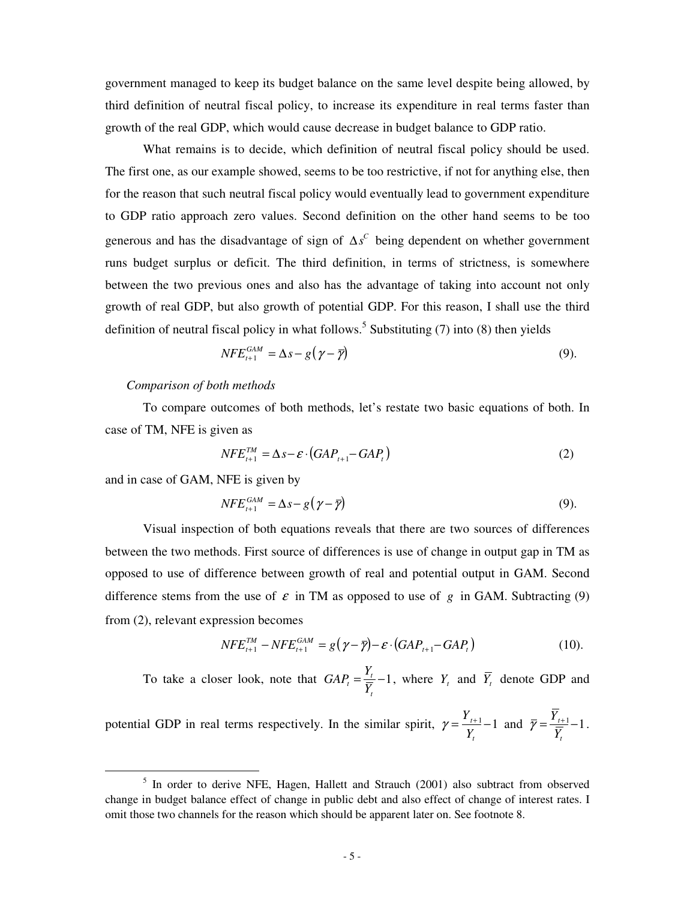government managed to keep its budget balance on the same level despite being allowed, by third definition of neutral fiscal policy, to increase its expenditure in real terms faster than growth of the real GDP, which would cause decrease in budget balance to GDP ratio.

What remains is to decide, which definition of neutral fiscal policy should be used. The first one, as our example showed, seems to be too restrictive, if not for anything else, then for the reason that such neutral fiscal policy would eventually lead to government expenditure to GDP ratio approach zero values. Second definition on the other hand seems to be too generous and has the disadvantage of sign of $\Delta s^C$ being dependent on whether government runs budget surplus or deficit. The third definition, in terms of strictness, is somewhere between the two previous ones and also has the advantage of taking into account not only growth of real GDP, but also growth of potential GDP. For this reason, I shall use the third definition of neutral fiscal policy in what follows.[5] Substituting (7) into (8) then yields

$$NFE_{t+1}^{GAM} = \Delta s - g\left(\gamma - \overline{\gamma}\right) \quad (9).$$

*Comparison of both methods*

To compare outcomes of both methods, let's restate two basic equations of both. In case of TM, NFE is given as

$$NFE_{t+1}^{TM} = \Delta s - \varepsilon \cdot \left(GAP_{t+1} - GAP_t\right) \quad (2)$$

and in case of GAM, NFE is given by

$$NFE_{t+1}^{GAM} = \Delta s - g\left(\gamma - \overline{\gamma}\right) \quad (9).$$

Visual inspection of both equations reveals that there are two sources of differences between the two methods. First source of differences is use of change in output gap in TM as opposed to use of difference between growth of real and potential output in GAM. Second difference stems from the use of $\varepsilon$ in TM as opposed to use of $g$ in GAM. Subtracting (9) from (2), relevant expression becomes

$$NFE_{t+1}^{TM} - NFE_{t+1}^{GAM} = g\left(\gamma - \overline{\gamma}\right) - \varepsilon \cdot \left(GAP_{t+1} - GAP_t\right) \quad (10).$$

To take a closer look, note that $GAP_t = \frac{Y_t}{\overline{Y}_t} - 1$, where $Y_t$ and $\overline{Y}_t$ denote GDP and potential GDP in real terms respectively. In the similar spirit, $\gamma = \frac{Y_{t+1}}{Y_t} - 1$ and $\overline{\gamma} = \frac{\overline{Y}_{t+1}}{\overline{Y}_t} - 1$.

[5] In order to derive NFE, Hagen, Hallett and Strauch (2001) also subtract from observed change in budget balance effect of change in public debt and also effect of change of interest rates. I omit those two channels for the reason which should be apparent later on. See footnote 8.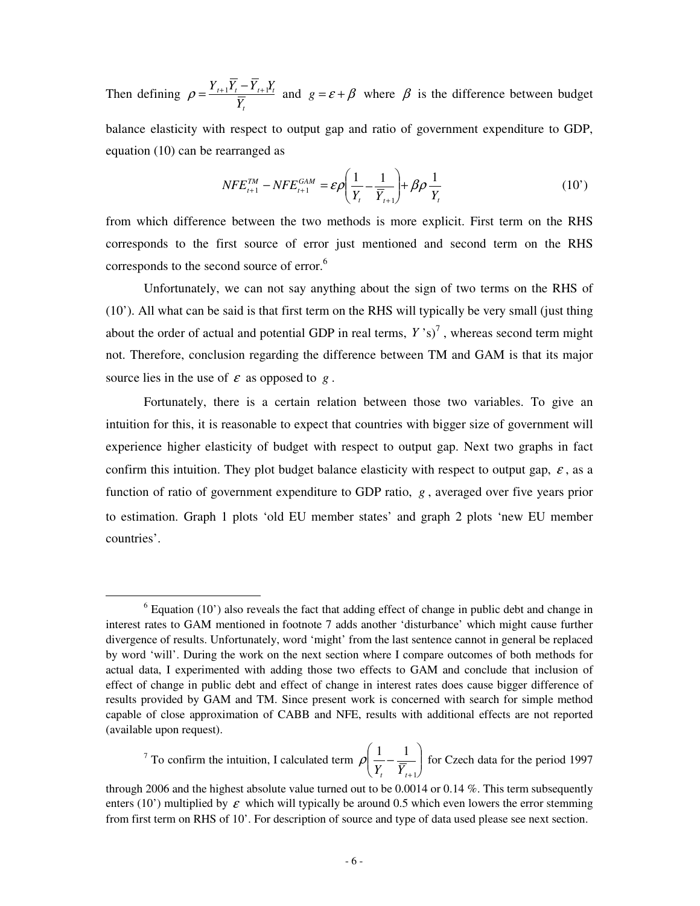Then defining $\rho = \frac{Y_{t+1}\overline{Y}_t - \overline{Y}_{t+1}Y_t}{\overline{Y}_t}$ and $g = \varepsilon + \beta$ where $\beta$ is the difference between budget balance elasticity with respect to output gap and ratio of government expenditure to GDP, equation (10) can be rearranged as

$$NFE_{t+1}^{TM} - NFE_{t+1}^{GAM} = \varepsilon\rho\left(\frac{1}{Y_t} - \frac{1}{\overline{Y}_{t+1}}\right) + \beta\rho\frac{1}{Y_t} \tag{10'}$$

from which difference between the two methods is more explicit. First term on the RHS corresponds to the first source of error just mentioned and second term on the RHS corresponds to the second source of error.[6]

Unfortunately, we can not say anything about the sign of two terms on the RHS of (10'). All what can be said is that first term on the RHS will typically be very small (just thing about the order of actual and potential GDP in real terms, $Y$'s)[7], whereas second term might not. Therefore, conclusion regarding the difference between TM and GAM is that its major source lies in the use of $\varepsilon$ as opposed to $g$.

Fortunately, there is a certain relation between those two variables. To give an intuition for this, it is reasonable to expect that countries with bigger size of government will experience higher elasticity of budget with respect to output gap. Next two graphs in fact confirm this intuition. They plot budget balance elasticity with respect to output gap, $\varepsilon$, as a function of ratio of government expenditure to GDP ratio, $g$, averaged over five years prior to estimation. Graph 1 plots 'old EU member states' and graph 2 plots 'new EU member countries'.

---

[6] Equation (10') also reveals the fact that adding effect of change in public debt and change in interest rates to GAM mentioned in footnote 7 adds another 'disturbance' which might cause further divergence of results. Unfortunately, word 'might' from the last sentence cannot in general be replaced by word 'will'. During the work on the next section where I compare outcomes of both methods for actual data, I experimented with adding those two effects to GAM and conclude that inclusion of effect of change in public debt and effect of change in interest rates does cause bigger difference of results provided by GAM and TM. Since present work is concerned with search for simple method capable of close approximation of CABB and NFE, results with additional effects are not reported (available upon request).

[7] To confirm the intuition, I calculated term $\rho\left(\frac{1}{Y_t} - \frac{1}{\overline{Y}_{t+1}}\right)$ for Czech data for the period 1997 through 2006 and the highest absolute value turned out to be 0.0014 or 0.14 %. This term subsequently enters (10') multiplied by $\varepsilon$ which will typically be around 0.5 which even lowers the error stemming from first term on RHS of 10'. For description of source and type of data used please see next section.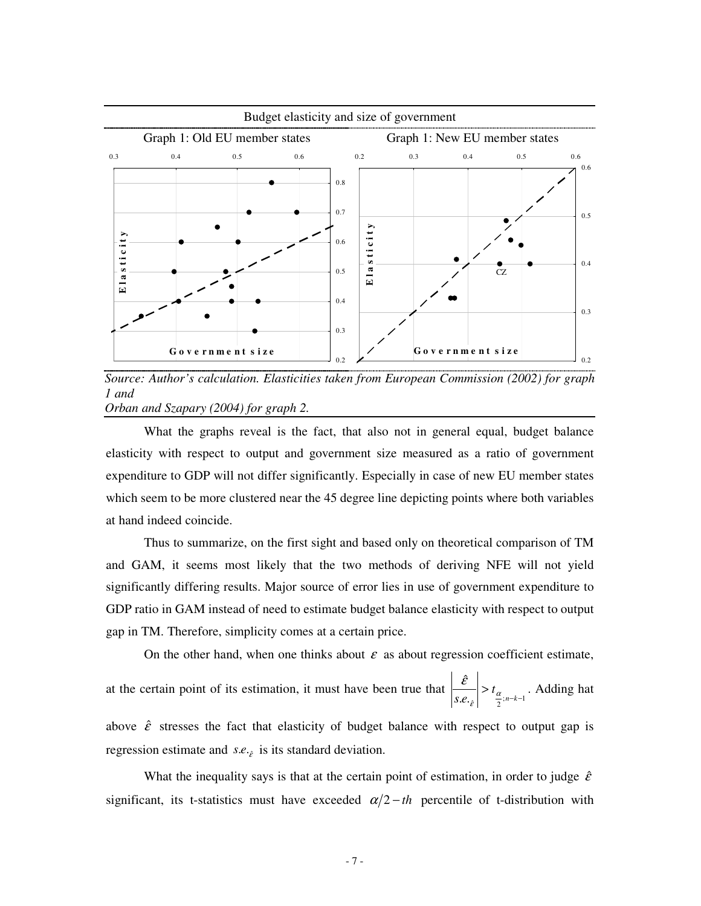Budget elasticity and size of government

Graph 1: Old EU member states | Graph 1: New EU member states

*Source: Author's calculation. Elasticities taken from European Commission (2002) for graph 1 and*
*Orban and Szapary (2004) for graph 2.*

What the graphs reveal is the fact, that also not in general equal, budget balance elasticity with respect to output and government size measured as a ratio of government expenditure to GDP will not differ significantly. Especially in case of new EU member states which seem to be more clustered near the 45 degree line depicting points where both variables at hand indeed coincide.

Thus to summarize, on the first sight and based only on theoretical comparison of TM and GAM, it seems most likely that the two methods of deriving NFE will not yield significantly differing results. Major source of error lies in use of government expenditure to GDP ratio in GAM instead of need to estimate budget balance elasticity with respect to output gap in TM. Therefore, simplicity comes at a certain price.

On the other hand, when one thinks about $\varepsilon$ as about regression coefficient estimate, at the certain point of its estimation, it must have been true that $\left|\frac{\hat{\varepsilon}}{s.e._{\hat{\varepsilon}}}\right| > t_{\frac{\alpha}{2};n-k-1}$. Adding hat above $\hat{\varepsilon}$ stresses the fact that elasticity of budget balance with respect to output gap is regression estimate and $s.e._{\hat{\varepsilon}}$ is its standard deviation.

What the inequality says is that at the certain point of estimation, in order to judge $\hat{\varepsilon}$ significant, its t-statistics must have exceeded $\alpha/2-th$ percentile of t-distribution with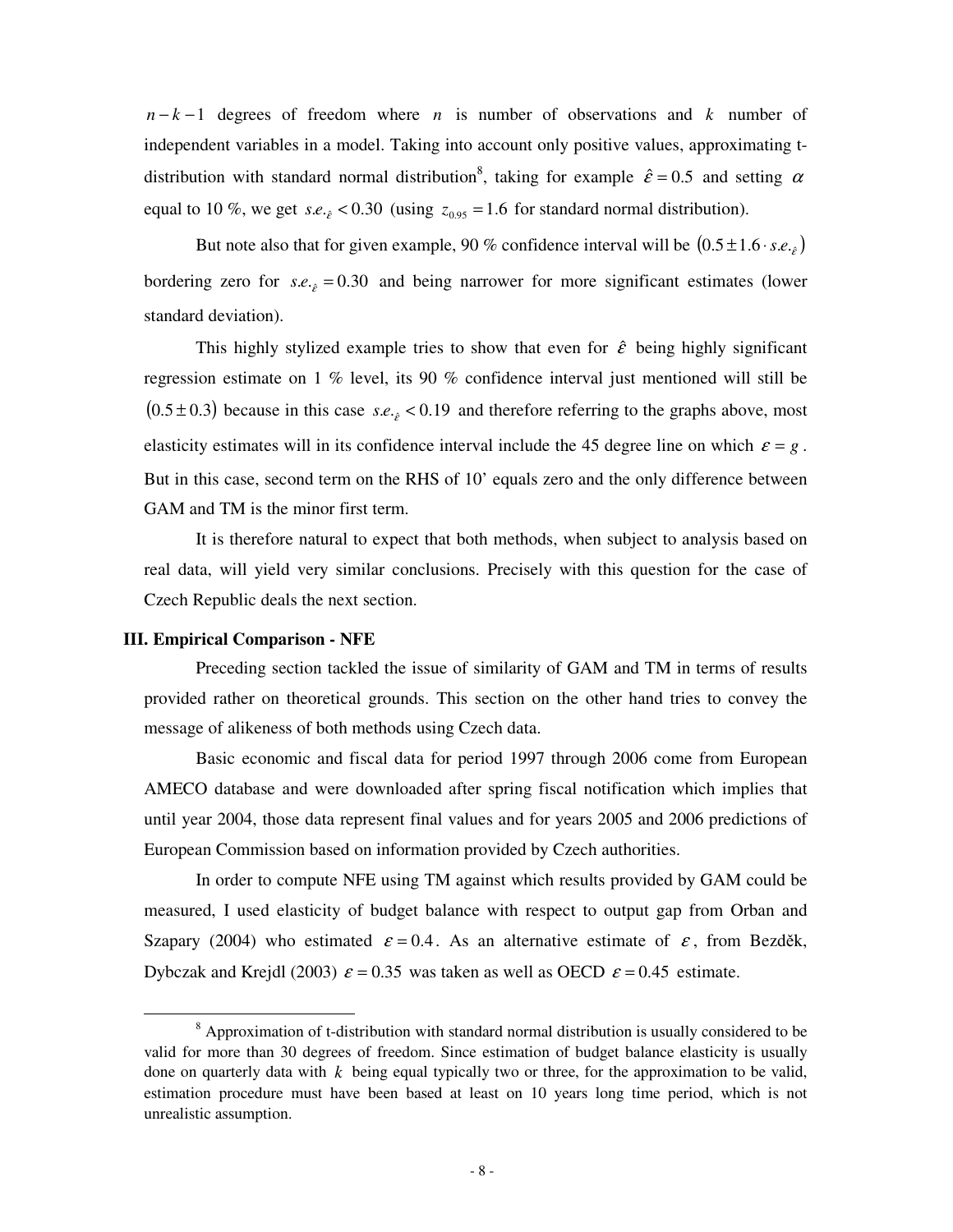$n-k-1$ degrees of freedom where $n$ is number of observations and $k$ number of independent variables in a model. Taking into account only positive values, approximating t-distribution with standard normal distribution[8], taking for example $\hat{\varepsilon}=0.5$ and setting $\alpha$ equal to 10 %, we get $s.e._{\hat{\varepsilon}}<0.30$ (using $z_{0.95}=1.6$ for standard normal distribution).

But note also that for given example, 90 % confidence interval will be $\left(0.5 \pm 1.6 \cdot s.e._{\hat{\varepsilon}}\right)$ bordering zero for $s.e._{\hat{\varepsilon}}=0.30$ and being narrower for more significant estimates (lower standard deviation).

This highly stylized example tries to show that even for $\hat{\varepsilon}$ being highly significant regression estimate on 1 % level, its 90 % confidence interval just mentioned will still be $(0.5 \pm 0.3)$ because in this case $s.e._{\hat{\varepsilon}}<0.19$ and therefore referring to the graphs above, most elasticity estimates will in its confidence interval include the 45 degree line on which $\varepsilon=g$. But in this case, second term on the RHS of 10' equals zero and the only difference between GAM and TM is the minor first term.

It is therefore natural to expect that both methods, when subject to analysis based on real data, will yield very similar conclusions. Precisely with this question for the case of Czech Republic deals the next section.

### III. Empirical Comparison - NFE

Preceding section tackled the issue of similarity of GAM and TM in terms of results provided rather on theoretical grounds. This section on the other hand tries to convey the message of alikeness of both methods using Czech data.

Basic economic and fiscal data for period 1997 through 2006 come from European AMECO database and were downloaded after spring fiscal notification which implies that until year 2004, those data represent final values and for years 2005 and 2006 predictions of European Commission based on information provided by Czech authorities.

In order to compute NFE using TM against which results provided by GAM could be measured, I used elasticity of budget balance with respect to output gap from Orban and Szapary (2004) who estimated $\varepsilon=0.4$. As an alternative estimate of $\varepsilon$, from Bezděk, Dybczak and Krejdl (2003) $\varepsilon=0.35$ was taken as well as OECD $\varepsilon=0.45$ estimate.

[8] Approximation of t-distribution with standard normal distribution is usually considered to be valid for more than 30 degrees of freedom. Since estimation of budget balance elasticity is usually done on quarterly data with $k$ being equal typically two or three, for the approximation to be valid, estimation procedure must have been based at least on 10 years long time period, which is not unrealistic assumption.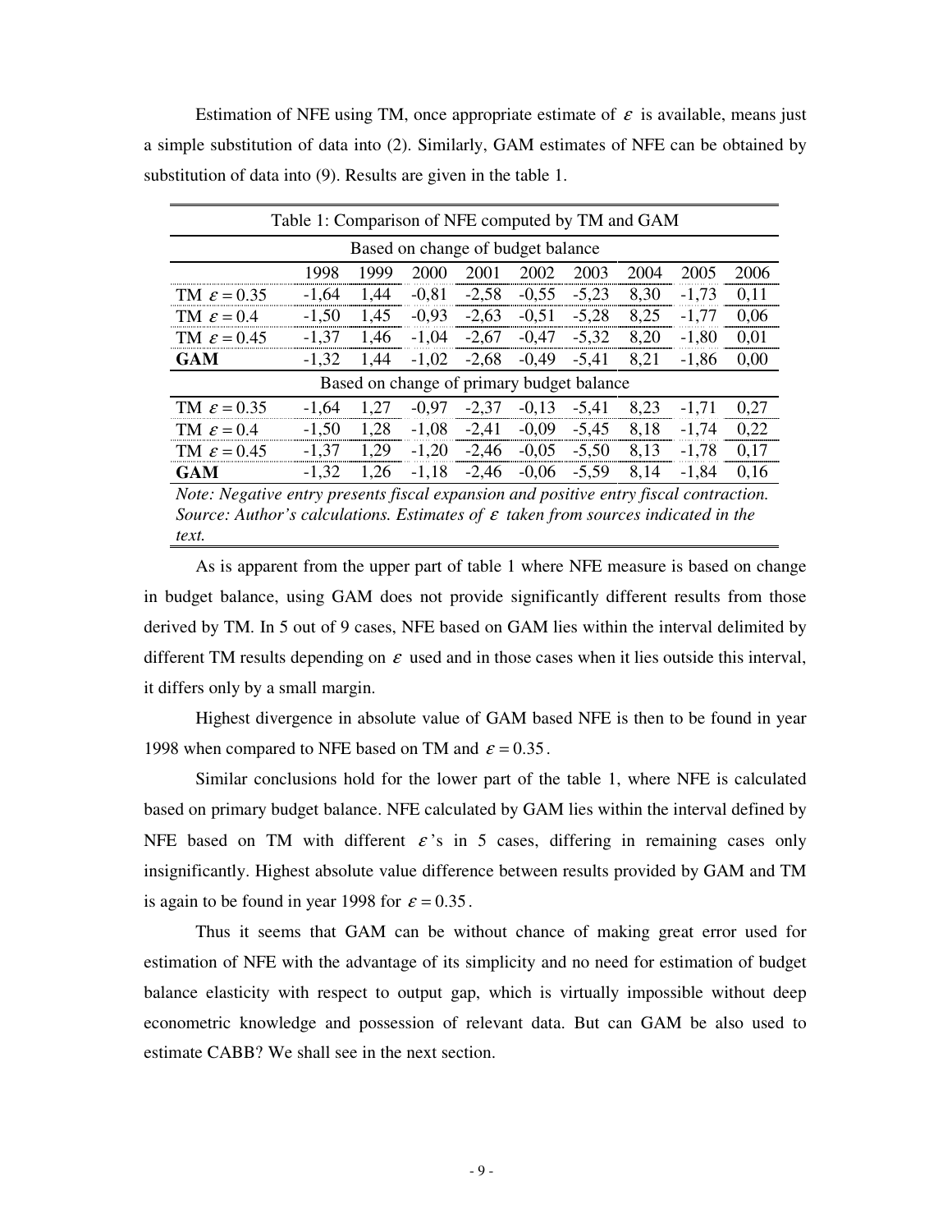Estimation of NFE using TM, once appropriate estimate of $\varepsilon$ is available, means just a simple substitution of data into (2). Similarly, GAM estimates of NFE can be obtained by substitution of data into (9). Results are given in the table 1.

Table 1: Comparison of NFE computed by TM and GAM

| | 1998 | 1999 | 2000 | 2001 | 2002 | 2003 | 2004 | 2005 | 2006 |
|---|---|---|---|---|---|---|---|---|---|
| **Based on change of budget balance** | | | | | | | | | |
| TM $\varepsilon = 0.35$ | -1,64 | 1,44 | -0,81 | -2,58 | -0,55 | -5,23 | 8,30 | -1,73 | 0,11 |
| TM $\varepsilon = 0.4$ | -1,50 | 1,45 | -0,93 | -2,63 | -0,51 | -5,28 | 8,25 | -1,77 | 0,06 |
| TM $\varepsilon = 0.45$ | -1,37 | 1,46 | -1,04 | -2,67 | -0,47 | -5,32 | 8,20 | -1,80 | 0,01 |
| **GAM** | -1,32 | 1,44 | -1,02 | -2,68 | -0,49 | -5,41 | 8,21 | -1,86 | 0,00 |
| **Based on change of primary budget balance** | | | | | | | | | |
| TM $\varepsilon = 0.35$ | -1,64 | 1,27 | -0,97 | -2,37 | -0,13 | -5,41 | 8,23 | -1,71 | 0,27 |
| TM $\varepsilon = 0.4$ | -1,50 | 1,28 | -1,08 | -2,41 | -0,09 | -5,45 | 8,18 | -1,74 | 0,22 |
| TM $\varepsilon = 0.45$ | -1,37 | 1,29 | -1,20 | -2,46 | -0,05 | -5,50 | 8,13 | -1,78 | 0,17 |
| **GAM** | -1,32 | 1,26 | -1,18 | -2,46 | -0,06 | -5,59 | 8,14 | -1,84 | 0,16 |

*Note: Negative entry presents fiscal expansion and positive entry fiscal contraction. Source: Author's calculations. Estimates of $\varepsilon$ taken from sources indicated in the text.*

As is apparent from the upper part of table 1 where NFE measure is based on change in budget balance, using GAM does not provide significantly different results from those derived by TM. In 5 out of 9 cases, NFE based on GAM lies within the interval delimited by different TM results depending on $\varepsilon$ used and in those cases when it lies outside this interval, it differs only by a small margin.

Highest divergence in absolute value of GAM based NFE is then to be found in year 1998 when compared to NFE based on TM and $\varepsilon = 0.35$.

Similar conclusions hold for the lower part of the table 1, where NFE is calculated based on primary budget balance. NFE calculated by GAM lies within the interval defined by NFE based on TM with different $\varepsilon$'s in 5 cases, differing in remaining cases only insignificantly. Highest absolute value difference between results provided by GAM and TM is again to be found in year 1998 for $\varepsilon = 0.35$.

Thus it seems that GAM can be without chance of making great error used for estimation of NFE with the advantage of its simplicity and no need for estimation of budget balance elasticity with respect to output gap, which is virtually impossible without deep econometric knowledge and possession of relevant data. But can GAM be also used to estimate CABB? We shall see in the next section.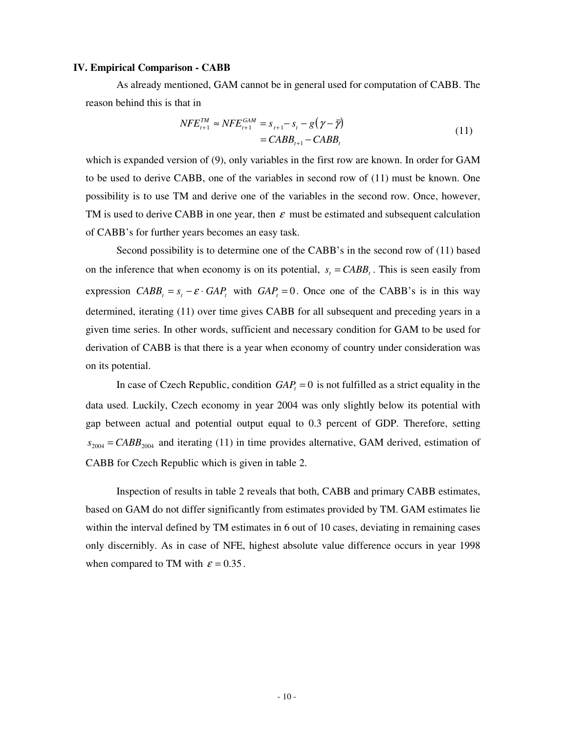### IV. Empirical Comparison - CABB

As already mentioned, GAM cannot be in general used for computation of CABB. The reason behind this is that in

$$
\begin{aligned}
NFE_{t+1}^{TM} \approx NFE_{t+1}^{GAM} &= s_{t+1} - s_t - g\left(\gamma - \bar{\gamma}\right) \\
&= CABB_{t+1} - CABB_t
\end{aligned}
\tag{11}
$$

which is expanded version of (9), only variables in the first row are known. In order for GAM to be used to derive CABB, one of the variables in second row of (11) must be known. One possibility is to use TM and derive one of the variables in the second row. Once, however, TM is used to derive CABB in one year, then $\varepsilon$ must be estimated and subsequent calculation of CABB's for further years becomes an easy task.

Second possibility is to determine one of the CABB's in the second row of (11) based on the inference that when economy is on its potential, $s_t = CABB_t$. This is seen easily from expression $CABB_t = s_t - \varepsilon \cdot GAP_t$ with $GAP_t = 0$. Once one of the CABB's is in this way determined, iterating (11) over time gives CABB for all subsequent and preceding years in a given time series. In other words, sufficient and necessary condition for GAM to be used for derivation of CABB is that there is a year when economy of country under consideration was on its potential.

In case of Czech Republic, condition $GAP_t = 0$ is not fulfilled as a strict equality in the data used. Luckily, Czech economy in year 2004 was only slightly below its potential with gap between actual and potential output equal to 0.3 percent of GDP. Therefore, setting $s_{2004} = CABB_{2004}$ and iterating (11) in time provides alternative, GAM derived, estimation of CABB for Czech Republic which is given in table 2.

Inspection of results in table 2 reveals that both, CABB and primary CABB estimates, based on GAM do not differ significantly from estimates provided by TM. GAM estimates lie within the interval defined by TM estimates in 6 out of 10 cases, deviating in remaining cases only discernibly. As in case of NFE, highest absolute value difference occurs in year 1998 when compared to TM with $\varepsilon = 0.35$.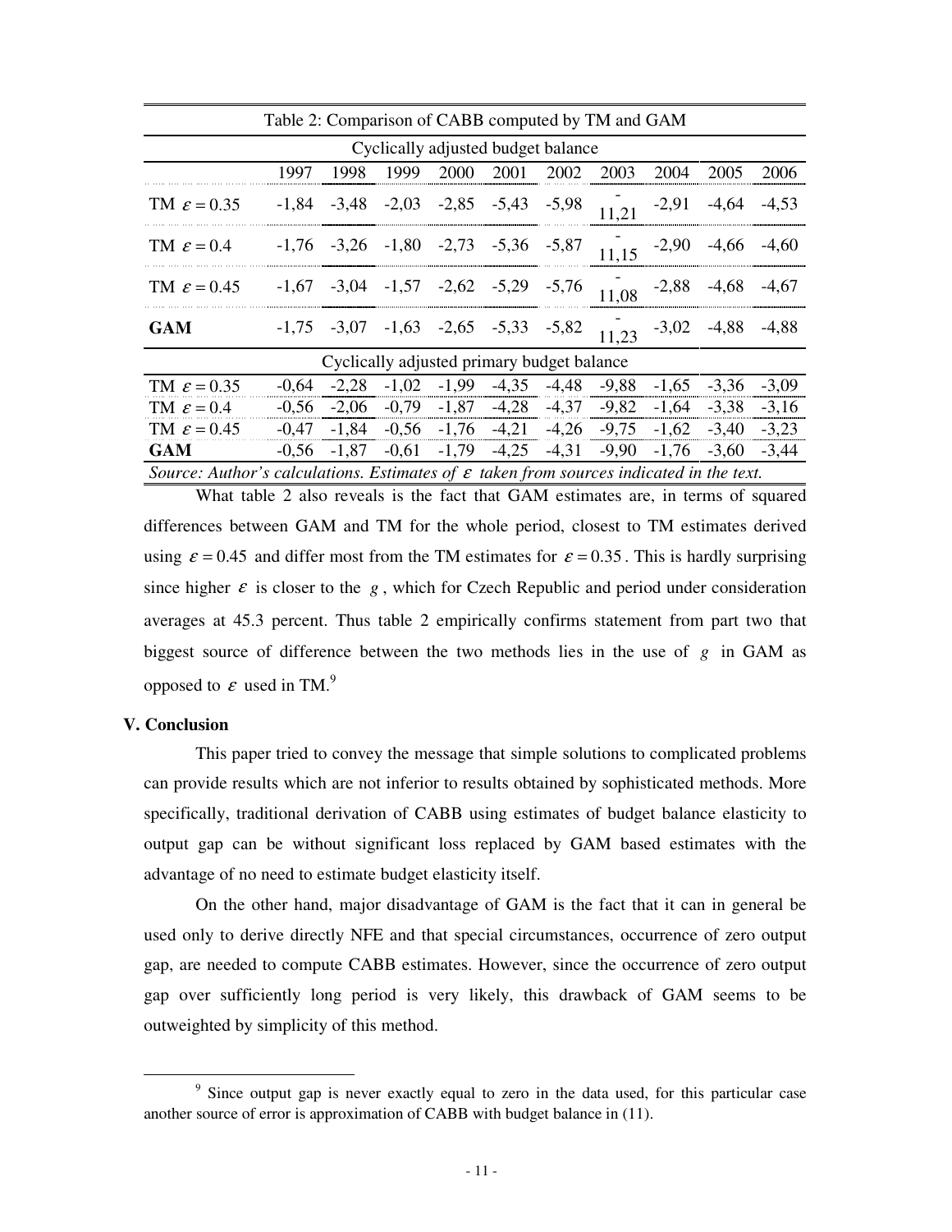Table 2: Comparison of CABB computed by TM and GAM

| | 1997 | 1998 | 1999 | 2000 | 2001 | 2002 | 2003 | 2004 | 2005 | 2006 |
|---|---|---|---|---|---|---|---|---|---|---|
| **Cyclically adjusted budget balance** | | | | | | | | | | |
| TM $\varepsilon = 0.35$ | -1,84 | -3,48 | -2,03 | -2,85 | -5,43 | -5,98 | -11,21 | -2,91 | -4,64 | -4,53 |
| TM $\varepsilon = 0.4$ | -1,76 | -3,26 | -1,80 | -2,73 | -5,36 | -5,87 | -11,15 | -2,90 | -4,66 | -4,60 |
| TM $\varepsilon = 0.45$ | -1,67 | -3,04 | -1,57 | -2,62 | -5,29 | -5,76 | -11,08 | -2,88 | -4,68 | -4,67 |
| **GAM** | -1,75 | -3,07 | -1,63 | -2,65 | -5,33 | -5,82 | -11,23 | -3,02 | -4,88 | -4,88 |
| **Cyclically adjusted primary budget balance** | | | | | | | | | | |
| TM $\varepsilon = 0.35$ | -0,64 | -2,28 | -1,02 | -1,99 | -4,35 | -4,48 | -9,88 | -1,65 | -3,36 | -3,09 |
| TM $\varepsilon = 0.4$ | -0,56 | -2,06 | -0,79 | -1,87 | -4,28 | -4,37 | -9,82 | -1,64 | -3,38 | -3,16 |
| TM $\varepsilon = 0.45$ | -0,47 | -1,84 | -0,56 | -1,76 | -4,21 | -4,26 | -9,75 | -1,62 | -3,40 | -3,23 |
| **GAM** | -0,56 | -1,87 | -0,61 | -1,79 | -4,25 | -4,31 | -9,90 | -1,76 | -3,60 | -3,44 |

*Source: Author's calculations. Estimates of $\varepsilon$ taken from sources indicated in the text.*

What table 2 also reveals is the fact that GAM estimates are, in terms of squared differences between GAM and TM for the whole period, closest to TM estimates derived using $\varepsilon = 0.45$ and differ most from the TM estimates for $\varepsilon = 0.35$. This is hardly surprising since higher $\varepsilon$ is closer to the $g$, which for Czech Republic and period under consideration averages at 45.3 percent. Thus table 2 empirically confirms statement from part two that biggest source of difference between the two methods lies in the use of $g$ in GAM as opposed to $\varepsilon$ used in TM.[9]

## V. Conclusion

This paper tried to convey the message that simple solutions to complicated problems can provide results which are not inferior to results obtained by sophisticated methods. More specifically, traditional derivation of CABB using estimates of budget balance elasticity to output gap can be without significant loss replaced by GAM based estimates with the advantage of no need to estimate budget elasticity itself.

On the other hand, major disadvantage of GAM is the fact that it can in general be used only to derive directly NFE and that special circumstances, occurrence of zero output gap, are needed to compute CABB estimates. However, since the occurrence of zero output gap over sufficiently long period is very likely, this drawback of GAM seems to be outweighted by simplicity of this method.

[9] Since output gap is never exactly equal to zero in the data used, for this particular case another source of error is approximation of CABB with budget balance in (11).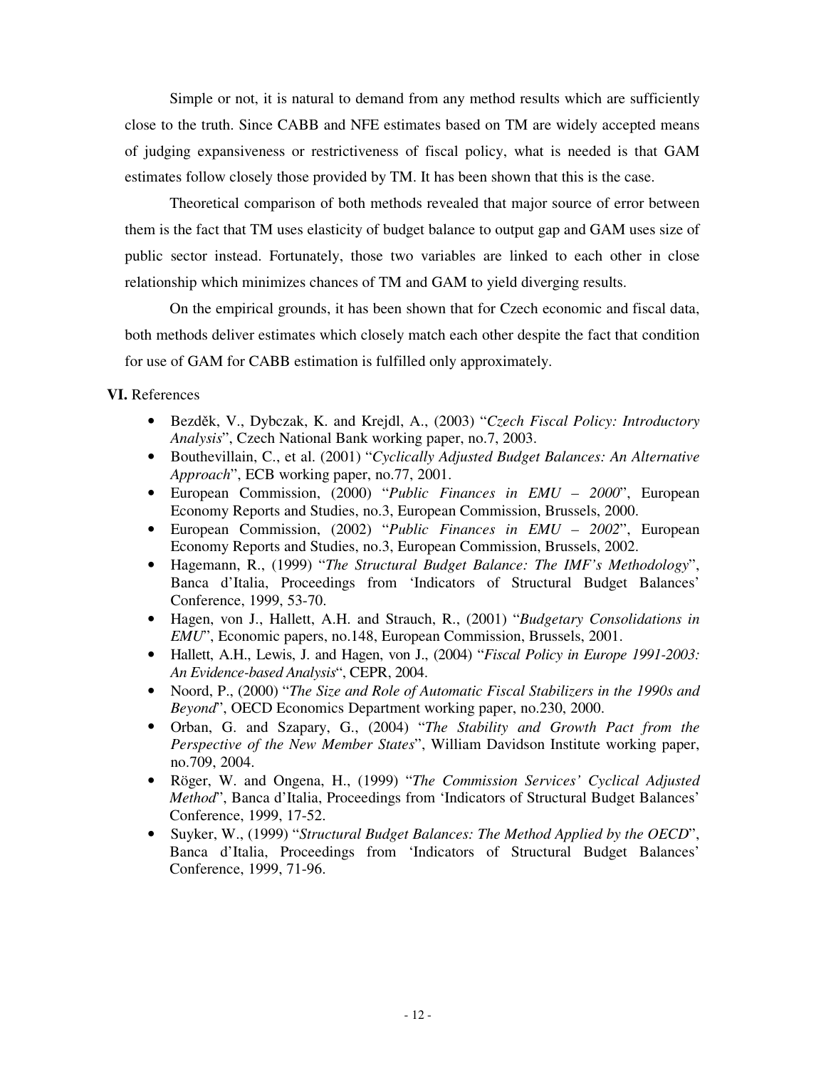Simple or not, it is natural to demand from any method results which are sufficiently close to the truth. Since CABB and NFE estimates based on TM are widely accepted means of judging expansiveness or restrictiveness of fiscal policy, what is needed is that GAM estimates follow closely those provided by TM. It has been shown that this is the case.

Theoretical comparison of both methods revealed that major source of error between them is the fact that TM uses elasticity of budget balance to output gap and GAM uses size of public sector instead. Fortunately, those two variables are linked to each other in close relationship which minimizes chances of TM and GAM to yield diverging results.

On the empirical grounds, it has been shown that for Czech economic and fiscal data, both methods deliver estimates which closely match each other despite the fact that condition for use of GAM for CABB estimation is fulfilled only approximately.

## **VI.** References

- Bezděk, V., Dybczak, K. and Krejdl, A., (2003) "*Czech Fiscal Policy: Introductory Analysis*", Czech National Bank working paper, no.7, 2003.
- Bouthevillain, C., et al. (2001) "*Cyclically Adjusted Budget Balances: An Alternative Approach*", ECB working paper, no.77, 2001.
- European Commission, (2000) "*Public Finances in EMU – 2000*", European Economy Reports and Studies, no.3, European Commission, Brussels, 2000.
- European Commission, (2002) "*Public Finances in EMU – 2002*", European Economy Reports and Studies, no.3, European Commission, Brussels, 2002.
- Hagemann, R., (1999) "*The Structural Budget Balance: The IMF's Methodology*", Banca d'Italia, Proceedings from 'Indicators of Structural Budget Balances' Conference, 1999, 53-70.
- Hagen, von J., Hallett, A.H. and Strauch, R., (2001) "*Budgetary Consolidations in EMU*", Economic papers, no.148, European Commission, Brussels, 2001.
- Hallett, A.H., Lewis, J. and Hagen, von J., (2004) "*Fiscal Policy in Europe 1991-2003: An Evidence-based Analysis*", CEPR, 2004.
- Noord, P., (2000) "*The Size and Role of Automatic Fiscal Stabilizers in the 1990s and Beyond*", OECD Economics Department working paper, no.230, 2000.
- Orban, G. and Szapary, G., (2004) "*The Stability and Growth Pact from the Perspective of the New Member States*", William Davidson Institute working paper, no.709, 2004.
- Röger, W. and Ongena, H., (1999) "*The Commission Services' Cyclical Adjusted Method*", Banca d'Italia, Proceedings from 'Indicators of Structural Budget Balances' Conference, 1999, 17-52.
- Suyker, W., (1999) "*Structural Budget Balances: The Method Applied by the OECD*", Banca d'Italia, Proceedings from 'Indicators of Structural Budget Balances' Conference, 1999, 71-96.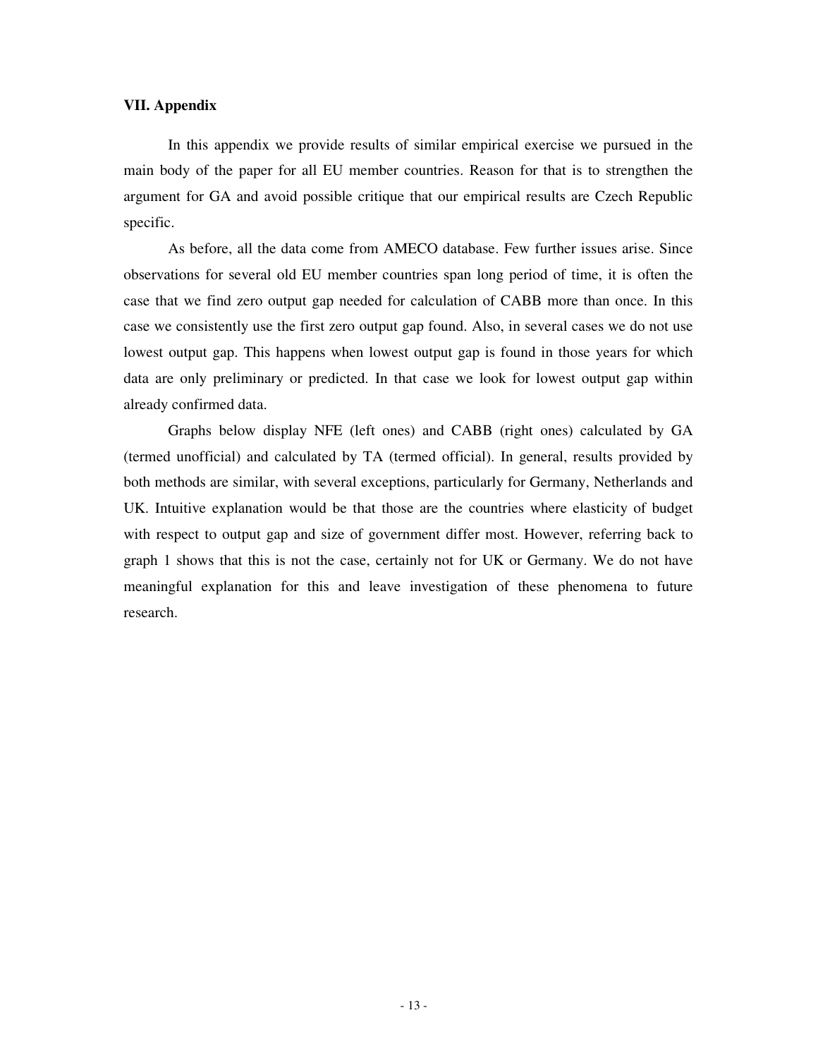### VII. Appendix

In this appendix we provide results of similar empirical exercise we pursued in the main body of the paper for all EU member countries. Reason for that is to strengthen the argument for GA and avoid possible critique that our empirical results are Czech Republic specific.

As before, all the data come from AMECO database. Few further issues arise. Since observations for several old EU member countries span long period of time, it is often the case that we find zero output gap needed for calculation of CABB more than once. In this case we consistently use the first zero output gap found. Also, in several cases we do not use lowest output gap. This happens when lowest output gap is found in those years for which data are only preliminary or predicted. In that case we look for lowest output gap within already confirmed data.

Graphs below display NFE (left ones) and CABB (right ones) calculated by GA (termed unofficial) and calculated by TA (termed official). In general, results provided by both methods are similar, with several exceptions, particularly for Germany, Netherlands and UK. Intuitive explanation would be that those are the countries where elasticity of budget with respect to output gap and size of government differ most. However, referring back to graph 1 shows that this is not the case, certainly not for UK or Germany. We do not have meaningful explanation for this and leave investigation of these phenomena to future research.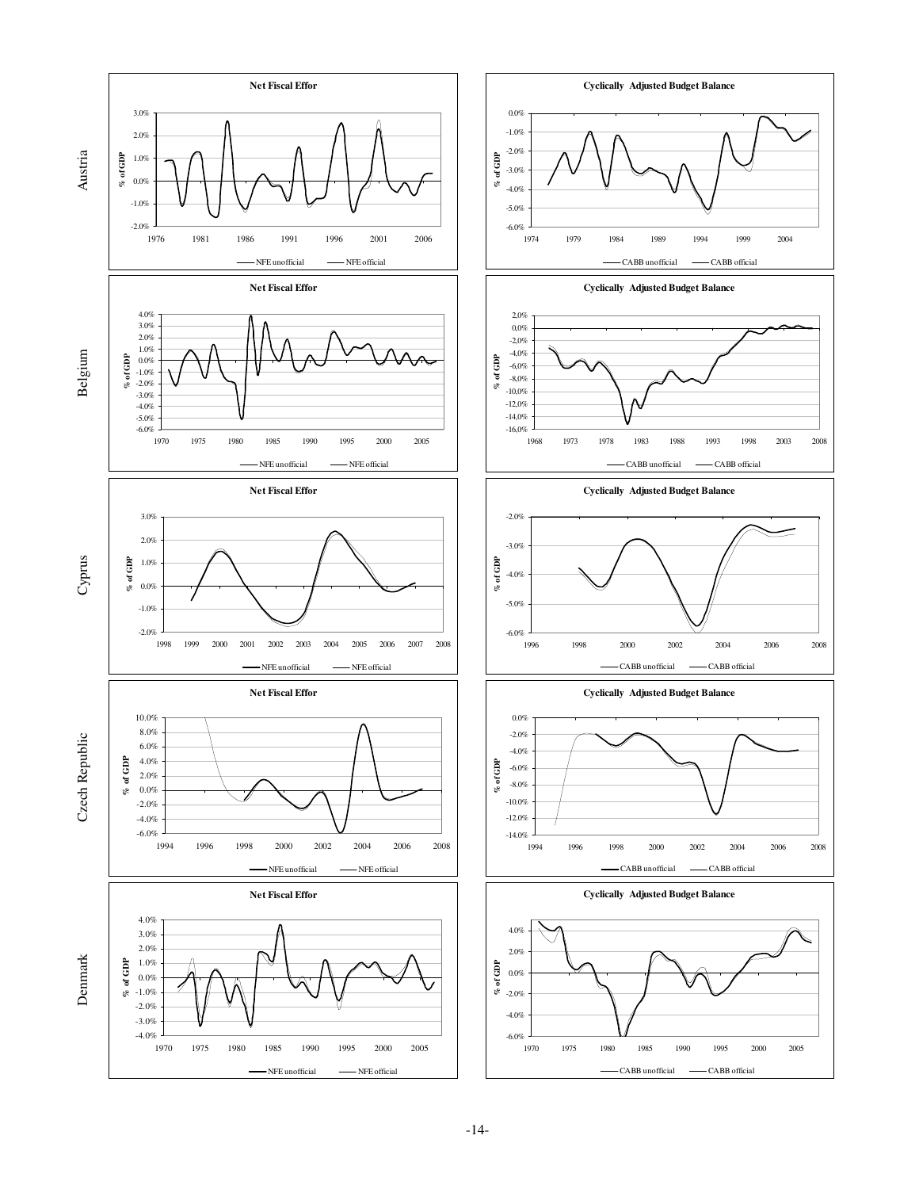Austria

**Net Fiscal Effor**

NFE unofficial — NFE official

**Cyclically Adjusted Budget Balance**

CABB unofficial — CABB official

Belgium

**Net Fiscal Effor**

NFE unofficial — NFE official

**Cyclically Adjusted Budget Balance**

CABB unofficial — CABB official

Cyprus

**Net Fiscal Effor**

NFE unofficial — NFE official

**Cyclically Adjusted Budget Balance**

CABB unofficial — CABB official

Czech Republic

**Net Fiscal Effor**

NFE unofficial — NFE official

**Cyclically Adjusted Budget Balance**

CABB unofficial — CABB official

Denmark

**Net Fiscal Effor**

NFE unofficial — NFE official

**Cyclically Adjusted Budget Balance**

CABB unofficial — CABB official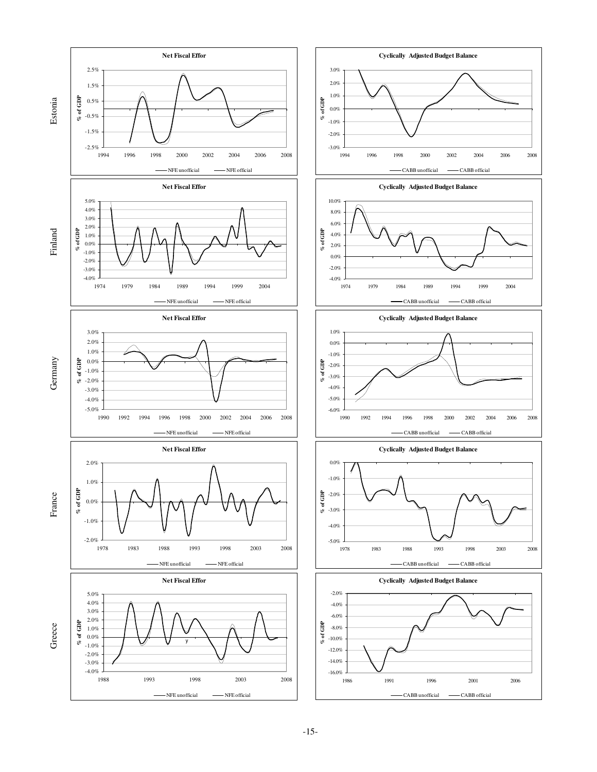Estonia

**Net Fiscal Effor**

% of GDP

NFE unofficial — NFE official

**Cyclically Adjusted Budget Balance**

% of GDP

CABB unofficial — CABB official

Finland

**Net Fiscal Effor**

% of GDP

NFE unofficial — NFE official

**Cyclically Adjusted Budget Balance**

% of GDP

CABB unofficial — CABB official

Germany

**Net Fiscal Effor**

% of GDP

NFE unofficial — NFE official

**Cyclically Adjusted Budget Balance**

% of GDP

CABB unofficial — CABB official

France

**Net Fiscal Effor**

% of GDP

NFE unofficial — NFE official

**Cyclically Adjusted Budget Balance**

% of GDP

CABB unofficial — CABB official

Greece

**Net Fiscal Effor**

% of GDP

NFE unofficial — NFE official

**Cyclically Adjusted Budget Balance**

% of GDP

CABB unofficial — CABB official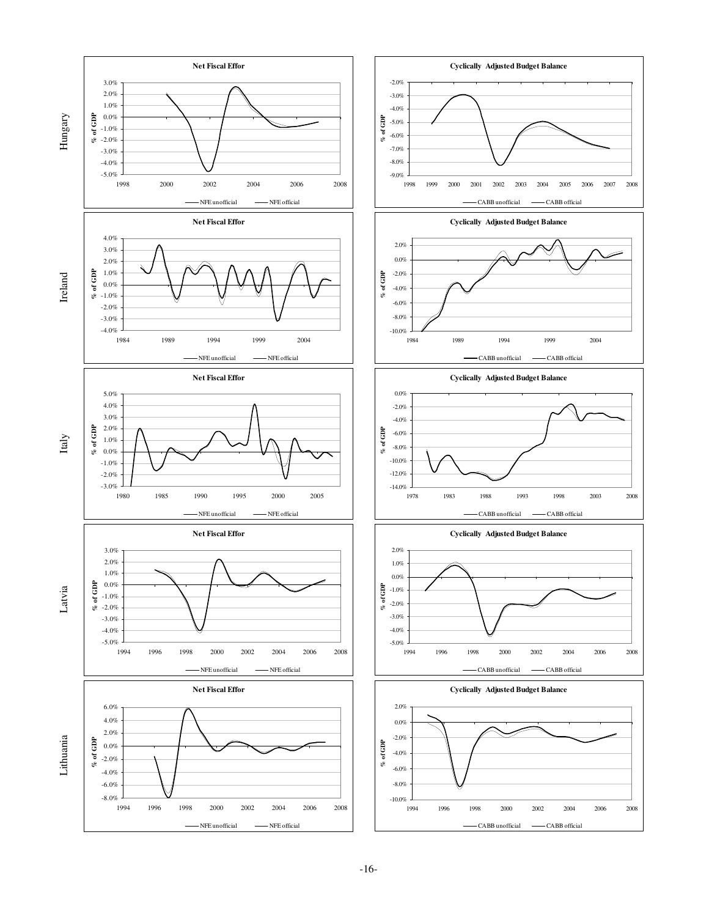Hungary

**Net Fiscal Effor**

% of GDP

NFE unofficial — NFE official

**Cyclically Adjusted Budget Balance**

% of GDP

CABB unofficial — CABB official

Ireland

**Net Fiscal Effor**

% of GDP

NFE unofficial — NFE official

**Cyclically Adjusted Budget Balance**

% of GDP

CABB unofficial — CABB official

Italy

**Net Fiscal Effor**

% of GDP

NFE unofficial — NFE official

**Cyclically Adjusted Budget Balance**

% of GDP

CABB unofficial — CABB official

Latvia

**Net Fiscal Effor**

% of GDP

NFE unofficial — NFE official

**Cyclically Adjusted Budget Balance**

% of GDP

CABB unofficial — CABB official

Lithuania

**Net Fiscal Effor**

% of GDP

NFE unofficial — NFE official

**Cyclically Adjusted Budget Balance**

% of GDP

CABB unofficial — CABB official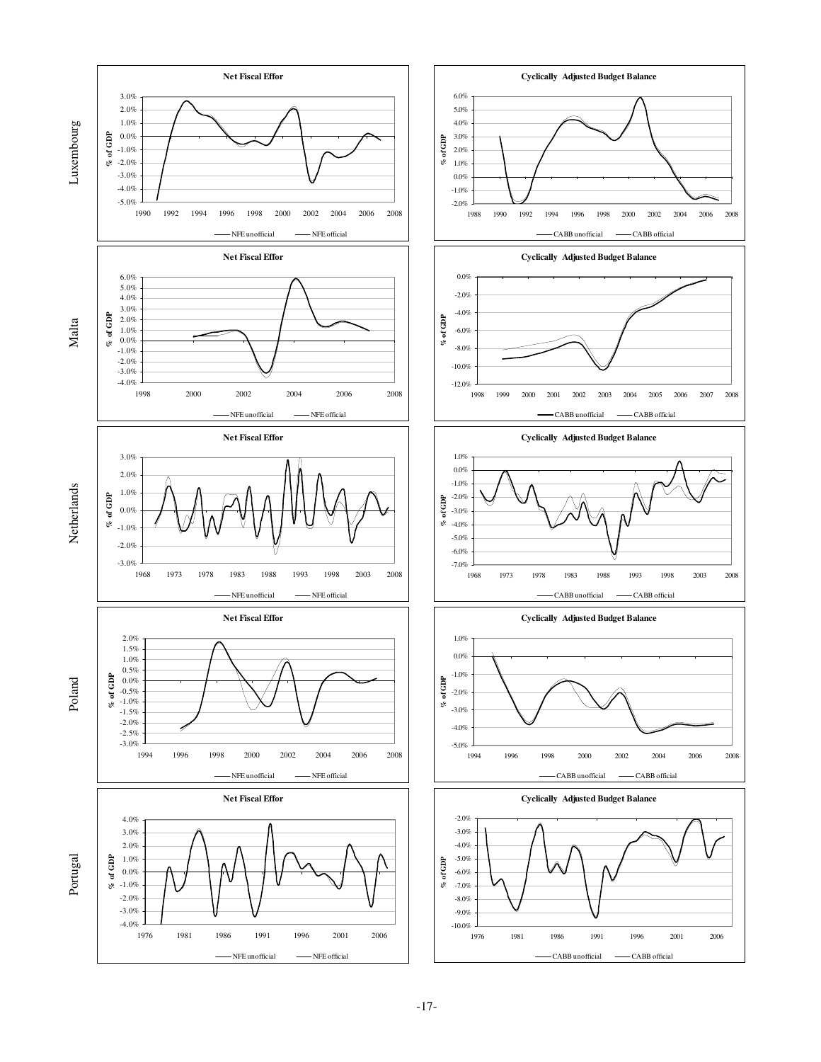Luxembourg

**Net Fiscal Effor**

% of GDP

NFE unofficial — NFE official

**Cyclically Adjusted Budget Balance**

% of GDP

CABB unofficial — CABB official

Malta

**Net Fiscal Effor**

% of GDP

NFE unofficial — NFE official

**Cyclically Adjusted Budget Balance**

% of GDP

CABB unofficial — CABB official

Netherlands

**Net Fiscal Effor**

% of GDP

NFE unofficial — NFE official

**Cyclically Adjusted Budget Balance**

% of GDP

CABB unofficial — CABB official

Poland

**Net Fiscal Effor**

% of GDP

NFE unofficial — NFE official

**Cyclically Adjusted Budget Balance**

% of GDP

CABB unofficial — CABB official

Portugal

**Net Fiscal Effor**

% of GDP

NFE unofficial — NFE official

**Cyclically Adjusted Budget Balance**

% of GDP

CABB unofficial — CABB official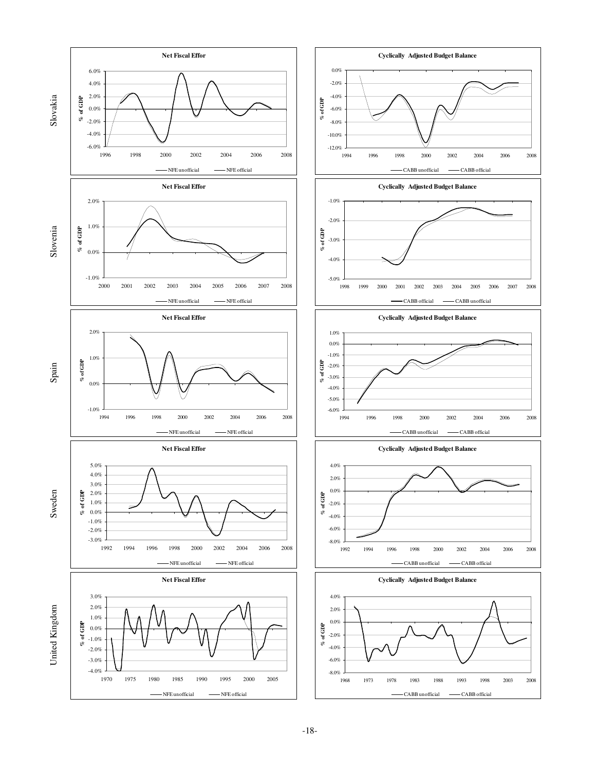Slovakia

**Net Fiscal Effor**

% of GDP

6.0%
4.0%
2.0%
0.0%
-2.0%
-4.0%
-6.0%

1996 1998 2000 2002 2004 2006 2008

NFE unofficial — NFE official

**Cyclically Adjusted Budget Balance**

% of GDP

0.0%
-2.0%
-4.0%
-6.0%
-8.0%
-10.0%
-12.0%

1994 1996 1998 2000 2002 2004 2006 2008

CABB unofficial — CABB official

Slovenia

**Net Fiscal Effor**

% of GDP

2.0%
1.0%
0.0%
-1.0%

2000 2001 2002 2003 2004 2005 2006 2007 2008

NFE unofficial — NFE official

**Cyclically Adjusted Budget Balance**

% of GDP

-1.0%
-2.0%
-3.0%
-4.0%
-5.0%

1998 1999 2000 2001 2002 2003 2004 2005 2006 2007 2008

CABB official — CABB unofficial

Spain

**Net Fiscal Effor**

% of GDP

2.0%
1.0%
0.0%
-1.0%

1994 1996 1998 2000 2002 2004 2006 2008

NFE unofficial — NFE official

**Cyclically Adjusted Budget Balance**

% of GDP

1.0%
0.0%
-1.0%
-2.0%
-3.0%
-4.0%
-5.0%
-6.0%

1994 1996 1998 2000 2002 2004 2006 2008

CABB unofficial — CABB official

Sweden

**Net Fiscal Effor**

% of GDP

5.0%
4.0%
3.0%
2.0%
1.0%
0.0%
-1.0%
-2.0%
-3.0%

1992 1994 1996 1998 2000 2002 2004 2006 2008

NFE unofficial — NFE official

**Cyclically Adjusted Budget Balance**

% of GDP

4.0%
2.0%
0.0%
-2.0%
-4.0%
-6.0%
-8.0%

1992 1994 1996 1998 2000 2002 2004 2006 2008

CABB unofficial — CABB official

United Kingdom

**Net Fiscal Effor**

% of GDP

3.0%
2.0%
1.0%
0.0%
-1.0%
-2.0%
-3.0%
-4.0%

1970 1975 1980 1985 1990 1995 2000 2005

NFE unofficial — NFE official

**Cyclically Adjusted Budget Balance**

% of GDP

4.0%
2.0%
0.0%
-2.0%
-4.0%
-6.0%
-8.0%

1968 1973 1978 1983 1988 1993 1998 2003 2008

CABB unofficial — CABB official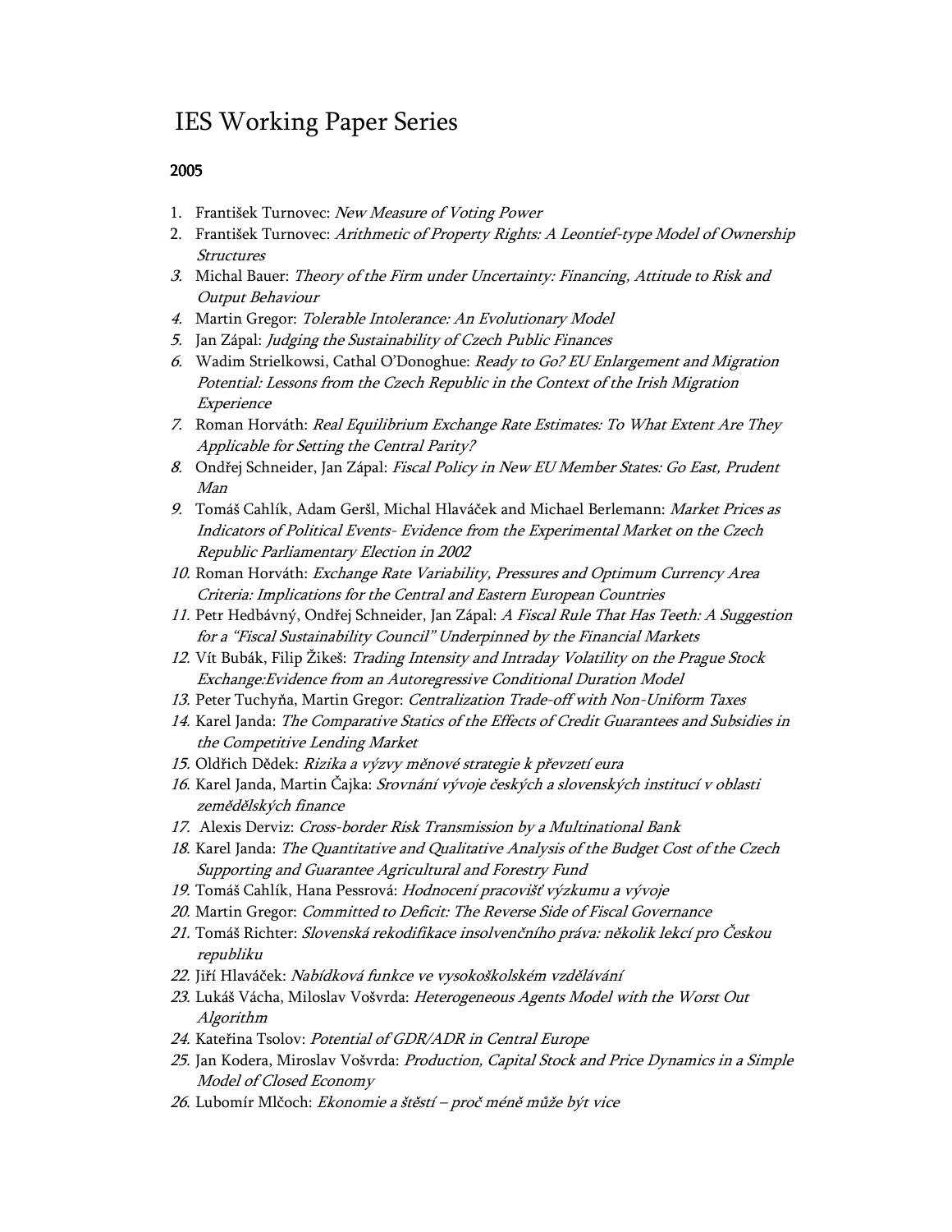# IES Working Paper Series

**2005**

1. František Turnovec: *New Measure of Voting Power*
2. František Turnovec: *Arithmetic of Property Rights: A Leontief-type Model of Ownership Structures*
3. Michal Bauer: *Theory of the Firm under Uncertainty: Financing, Attitude to Risk and Output Behaviour*
4. Martin Gregor: *Tolerable Intolerance: An Evolutionary Model*
5. Jan Zápal: *Judging the Sustainability of Czech Public Finances*
6. Wadim Strielkowsi, Cathal O'Donoghue: *Ready to Go? EU Enlargement and Migration Potential: Lessons from the Czech Republic in the Context of the Irish Migration Experience*
7. Roman Horváth: *Real Equilibrium Exchange Rate Estimates: To What Extent Are They Applicable for Setting the Central Parity?*
8. Ondřej Schneider, Jan Zápal: *Fiscal Policy in New EU Member States: Go East, Prudent Man*
9. Tomáš Cahlík, Adam Geršl, Michal Hlaváček and Michael Berlemann: *Market Prices as Indicators of Political Events- Evidence from the Experimental Market on the Czech Republic Parliamentary Election in 2002*
10. Roman Horváth: *Exchange Rate Variability, Pressures and Optimum Currency Area Criteria: Implications for the Central and Eastern European Countries*
11. Petr Hedbávný, Ondřej Schneider, Jan Zápal: *A Fiscal Rule That Has Teeth: A Suggestion for a "Fiscal Sustainability Council" Underpinned by the Financial Markets*
12. Vít Bubák, Filip Žikeš: *Trading Intensity and Intraday Volatility on the Prague Stock Exchange:Evidence from an Autoregressive Conditional Duration Model*
13. Peter Tuchyňa, Martin Gregor: *Centralization Trade-off with Non-Uniform Taxes*
14. Karel Janda: *The Comparative Statics of the Effects of Credit Guarantees and Subsidies in the Competitive Lending Market*
15. Oldřich Dědek: *Rizika a výzvy měnové strategie k převzetí eura*
16. Karel Janda, Martin Čajka: *Srovnání vývoje českých a slovenských institucí v oblasti zemědělských finance*
17. Alexis Derviz: *Cross-border Risk Transmission by a Multinational Bank*
18. Karel Janda: *The Quantitative and Qualitative Analysis of the Budget Cost of the Czech Supporting and Guarantee Agricultural and Forestry Fund*
19. Tomáš Cahlík, Hana Pessrová: *Hodnocení pracovišť výzkumu a vývoje*
20. Martin Gregor: *Committed to Deficit: The Reverse Side of Fiscal Governance*
21. Tomáš Richter: *Slovenská rekodifikace insolvenčního práva: několik lekcí pro Českou republiku*
22. Jiří Hlaváček: *Nabídková funkce ve vysokoškolském vzdělávání*
23. Lukáš Vácha, Miloslav Vošvrda: *Heterogeneous Agents Model with the Worst Out Algorithm*
24. Kateřina Tsolov: *Potential of GDR/ADR in Central Europe*
25. Jan Kodera, Miroslav Vošvrda: *Production, Capital Stock and Price Dynamics in a Simple Model of Closed Economy*
26. Lubomír Mlčoch: *Ekonomie a štěstí – proč méně může být vice*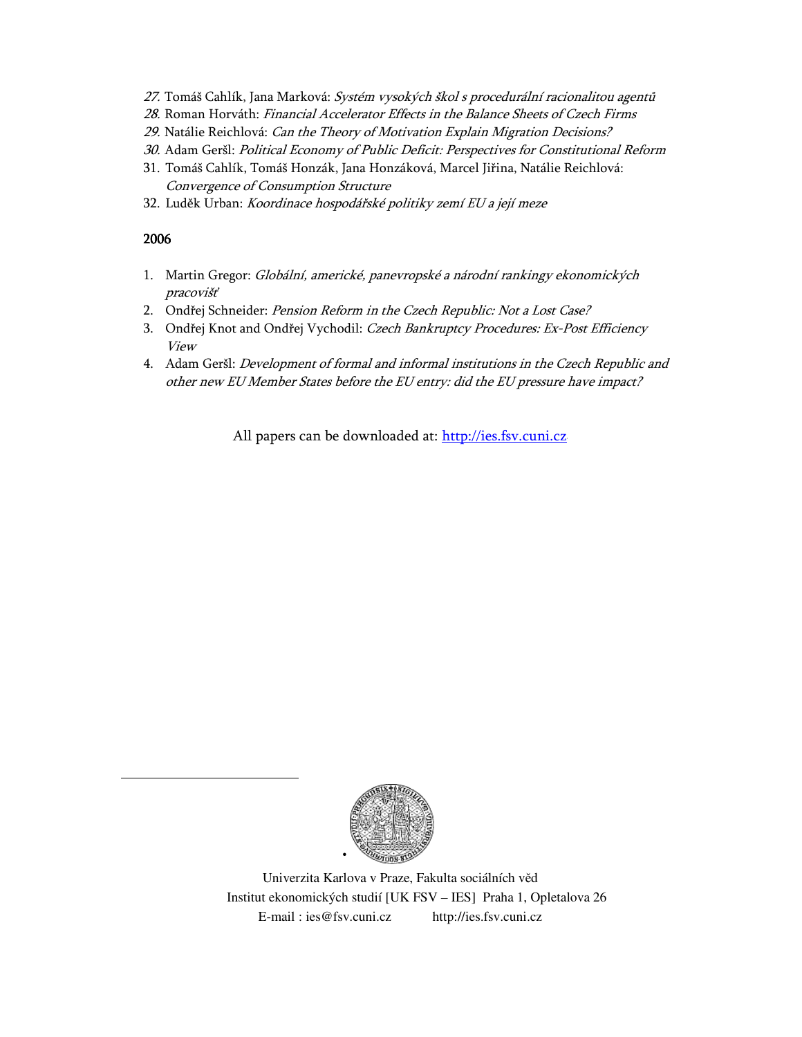27. Tomáš Cahlík, Jana Marková: *Systém vysokých škol s procedurální racionalitou agentů*
28. Roman Horváth: *Financial Accelerator Effects in the Balance Sheets of Czech Firms*
29. Natálie Reichlová: *Can the Theory of Motivation Explain Migration Decisions?*
30. Adam Geršl: *Political Economy of Public Deficit: Perspectives for Constitutional Reform*
31. Tomáš Cahlík, Tomáš Honzák, Jana Honzáková, Marcel Jiřina, Natálie Reichlová: *Convergence of Consumption Structure*
32. Luděk Urban: *Koordinace hospodářské politiky zemí EU a její meze*

**2006**

1. Martin Gregor: *Globální, americké, panevropské a národní rankingy ekonomických pracovišť*
2. Ondřej Schneider: *Pension Reform in the Czech Republic: Not a Lost Case?*
3. Ondřej Knot and Ondřej Vychodil: *Czech Bankruptcy Procedures: Ex-Post Efficiency View*
4. Adam Geršl: *Development of formal and informal institutions in the Czech Republic and other new EU Member States before the EU entry: did the EU pressure have impact?*

All papers can be downloaded at: http://ies.fsv.cuni.cz

Univerzita Karlova v Praze, Fakulta sociálních věd
Institut ekonomických studií [UK FSV – IES] Praha 1, Opletalova 26
E-mail : ies@fsv.cuni.cz http://ies.fsv.cuni.cz